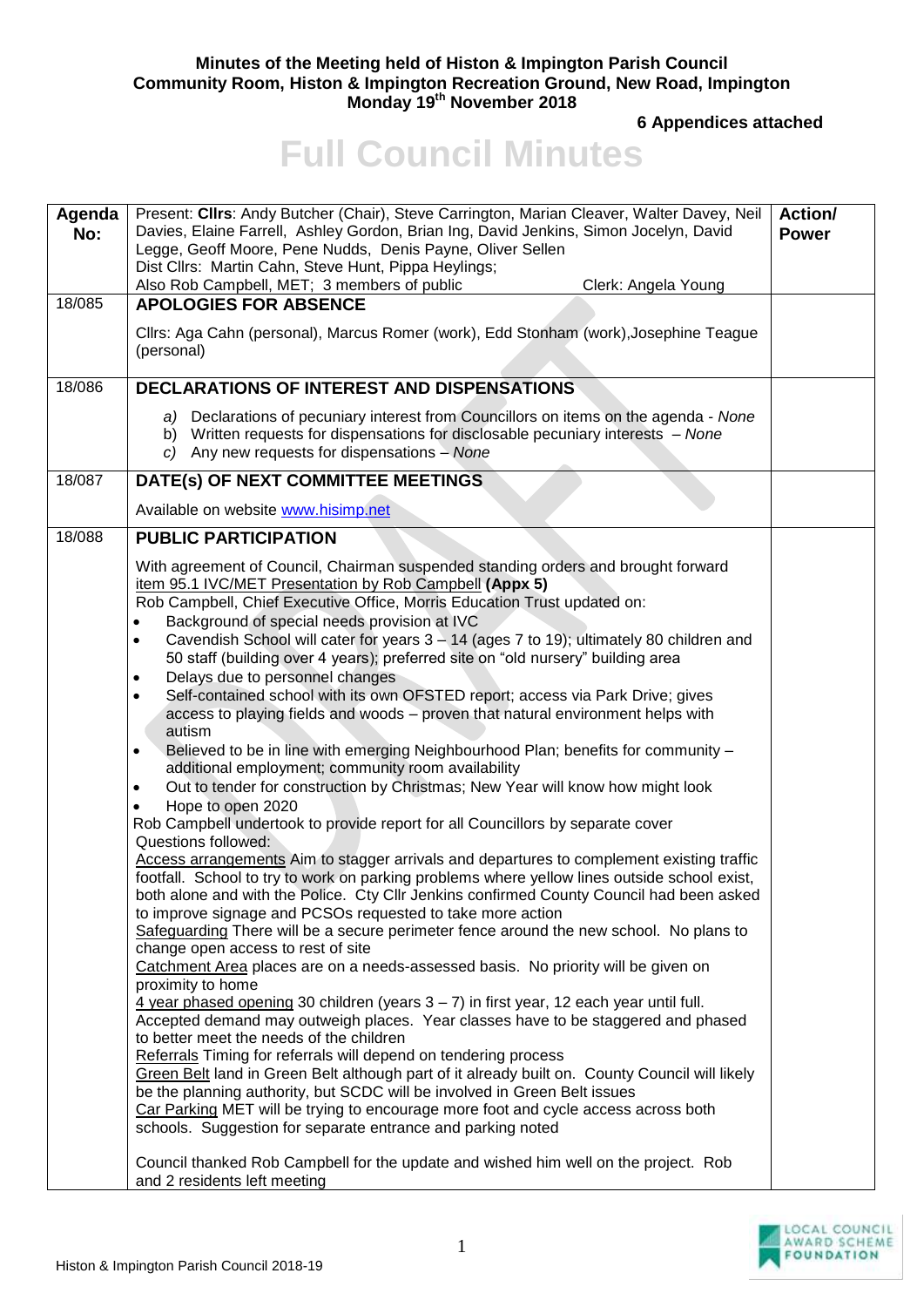**Minutes of the Meeting held of Histon & Impington Parish Council**
**Community Room, Histon & Impington Recreation Ground, New Road, Impington**
**Monday 19th November 2018**

**6 Appendices attached**

# Full Council Minutes

| Agenda No: | Present: **Cllrs**: Andy Butcher (Chair), Steve Carrington, Marian Cleaver, Walter Davey, Neil Davies, Elaine Farrell, Ashley Gordon, Brian Ing, David Jenkins, Simon Jocelyn, David Legge, Geoff Moore, Pene Nudds, Denis Payne, Oliver Sellen<br>Dist Cllrs: Martin Cahn, Steve Hunt, Pippa Heylings;<br>Also Rob Campbell, MET; 3 members of public Clerk: Angela Young | Action/ Power |
|---|---|---|
| 18/085 | **APOLOGIES FOR ABSENCE**<br><br>Cllrs: Aga Cahn (personal), Marcus Romer (work), Edd Stonham (work),Josephine Teague (personal) | |
| 18/086 | **DECLARATIONS OF INTEREST AND DISPENSATIONS**<br><br>*a)* Declarations of pecuniary interest from Councillors on items on the agenda - *None*<br>b) Written requests for dispensations for disclosable pecuniary interests – *None*<br>*c)* Any new requests for dispensations – *None* | |
| 18/087 | **DATE(s) OF NEXT COMMITTEE MEETINGS**<br><br>Available on website www.hisimp.net | |
| 18/088 | **PUBLIC PARTICIPATION**<br><br>With agreement of Council, Chairman suspended standing orders and brought forward item 95.1 IVC/MET Presentation by Rob Campbell **(Appx 5)**<br>Rob Campbell, Chief Executive Office, Morris Education Trust updated on:<br>• Background of special needs provision at IVC<br>• Cavendish School will cater for years 3 – 14 (ages 7 to 19); ultimately 80 children and 50 staff (building over 4 years); preferred site on "old nursery" building area<br>• Delays due to personnel changes<br>• Self-contained school with its own OFSTED report; access via Park Drive; gives access to playing fields and woods – proven that natural environment helps with autism<br>• Believed to be in line with emerging Neighbourhood Plan; benefits for community – additional employment; community room availability<br>• Out to tender for construction by Christmas; New Year will know how might look<br>• Hope to open 2020<br>Rob Campbell undertook to provide report for all Councillors by separate cover<br>Questions followed:<br>Access arrangements Aim to stagger arrivals and departures to complement existing traffic footfall. School to try to work on parking problems where yellow lines outside school exist, both alone and with the Police. Cty Cllr Jenkins confirmed County Council had been asked to improve signage and PCSOs requested to take more action<br>Safeguarding There will be a secure perimeter fence around the new school. No plans to change open access to rest of site<br>Catchment Area places are on a needs-assessed basis. No priority will be given on proximity to home<br>4 year phased opening 30 children (years 3 – 7) in first year, 12 each year until full. Accepted demand may outweigh places. Year classes have to be staggered and phased to better meet the needs of the children<br>Referrals Timing for referrals will depend on tendering process<br>Green Belt land in Green Belt although part of it already built on. County Council will likely be the planning authority, but SCDC will be involved in Green Belt issues<br>Car Parking MET will be trying to encourage more foot and cycle access across both schools. Suggestion for separate entrance and parking noted<br><br>Council thanked Rob Campbell for the update and wished him well on the project. Rob and 2 residents left meeting | |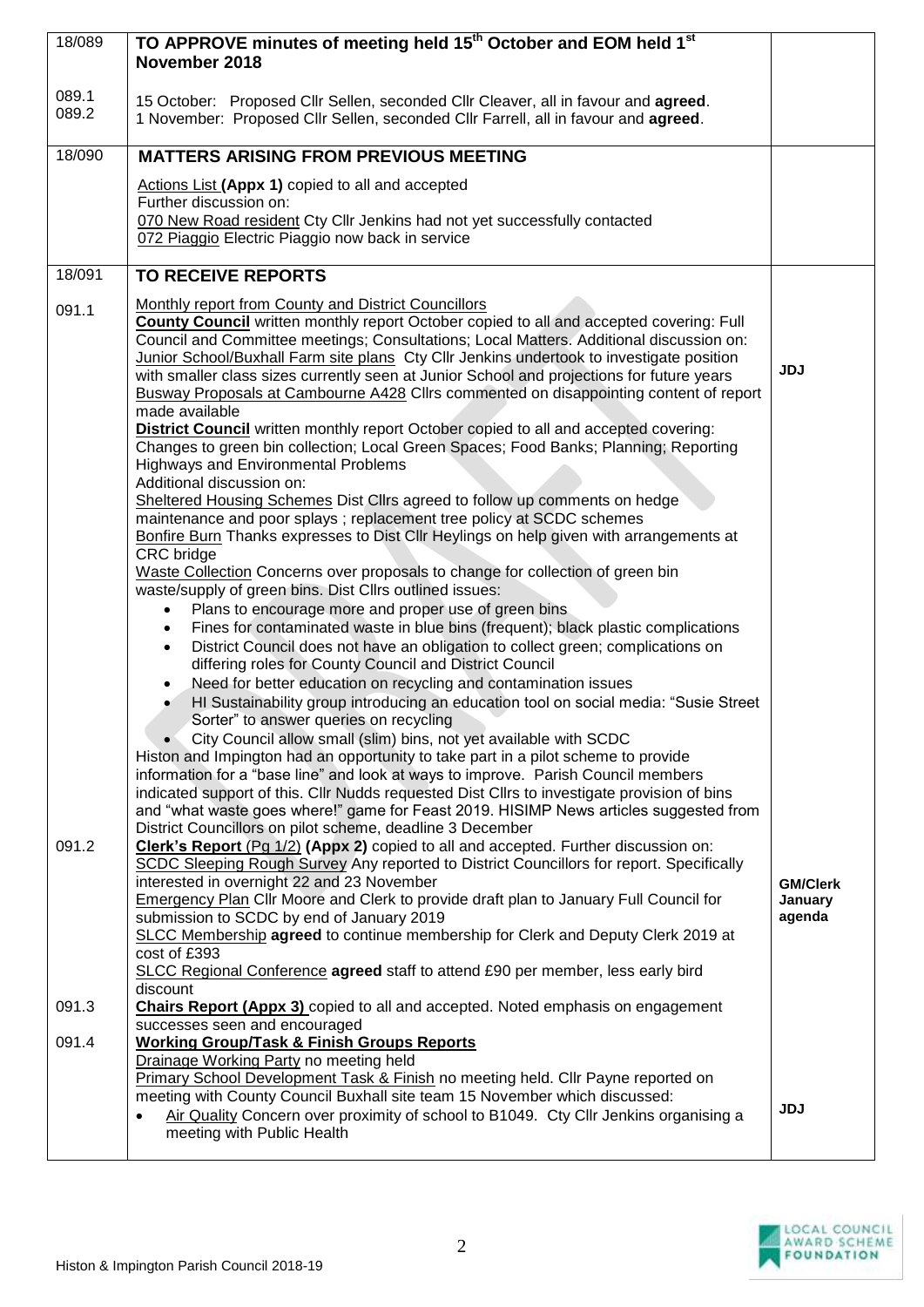| | | |
|---|---|---|
| 18/089<br><br>089.1<br>089.2 | **TO APPROVE minutes of meeting held 15th October and EOM held 1st November 2018**<br><br>15 October: Proposed Cllr Sellen, seconded Cllr Cleaver, all in favour and **agreed**.<br>1 November: Proposed Cllr Sellen, seconded Cllr Farrell, all in favour and **agreed**. | |
| 18/090 | **MATTERS ARISING FROM PREVIOUS MEETING**<br><br>Actions List **(Appx 1)** copied to all and accepted<br>Further discussion on:<br>070 New Road resident Cty Cllr Jenkins had not yet successfully contacted<br>072 Piaggio Electric Piaggio now back in service | |
| 18/091 | **TO RECEIVE REPORTS** | |
| 091.1 | Monthly report from County and District Councillors<br>**County Council** written monthly report October copied to all and accepted covering: Full Council and Committee meetings; Consultations; Local Matters. Additional discussion on:<br>Junior School/Buxhall Farm site plans Cty Cllr Jenkins undertook to investigate position with smaller class sizes currently seen at Junior School and projections for future years<br>Busway Proposals at Cambourne A428 Cllrs commented on disappointing content of report made available<br>**District Council** written monthly report October copied to all and accepted covering: Changes to green bin collection; Local Green Spaces; Food Banks; Planning; Reporting Highways and Environmental Problems<br>Additional discussion on:<br>Sheltered Housing Schemes Dist Cllrs agreed to follow up comments on hedge maintenance and poor splays ; replacement tree policy at SCDC schemes<br>Bonfire Burn Thanks expresses to Dist Cllr Heylings on help given with arrangements at CRC bridge<br>Waste Collection Concerns over proposals to change for collection of green bin waste/supply of green bins. Dist Cllrs outlined issues:<br>• Plans to encourage more and proper use of green bins<br>• Fines for contaminated waste in blue bins (frequent); black plastic complications<br>• District Council does not have an obligation to collect green; complications on differing roles for County Council and District Council<br>• Need for better education on recycling and contamination issues<br>• HI Sustainability group introducing an education tool on social media: "Susie Street Sorter" to answer queries on recycling<br>• City Council allow small (slim) bins, not yet available with SCDC<br>Histon and Impington had an opportunity to take part in a pilot scheme to provide information for a "base line" and look at ways to improve. Parish Council members indicated support of this. Cllr Nudds requested Dist Cllrs to investigate provision of bins and "what waste goes where!" game for Feast 2019. HISIMP News articles suggested from District Councillors on pilot scheme, deadline 3 December | JDJ |
| 091.2 | **Clerk's Report** (Pg 1/2) **(Appx 2)** copied to all and accepted. Further discussion on:<br>SCDC Sleeping Rough Survey Any reported to District Councillors for report. Specifically interested in overnight 22 and 23 November<br>Emergency Plan Cllr Moore and Clerk to provide draft plan to January Full Council for submission to SCDC by end of January 2019<br>SLCC Membership **agreed** to continue membership for Clerk and Deputy Clerk 2019 at cost of £393<br>SLCC Regional Conference **agreed** staff to attend £90 per member, less early bird discount | **GM/Clerk January agenda** |
| 091.3 | **Chairs Report (Appx 3)** copied to all and accepted. Noted emphasis on engagement successes seen and encouraged | |
| 091.4 | **Working Group/Task & Finish Groups Reports**<br>Drainage Working Party no meeting held<br>Primary School Development Task & Finish no meeting held. Cllr Payne reported on meeting with County Council Buxhall site team 15 November which discussed:<br>• Air Quality Concern over proximity of school to B1049. Cty Cllr Jenkins organising a meeting with Public Health | JDJ |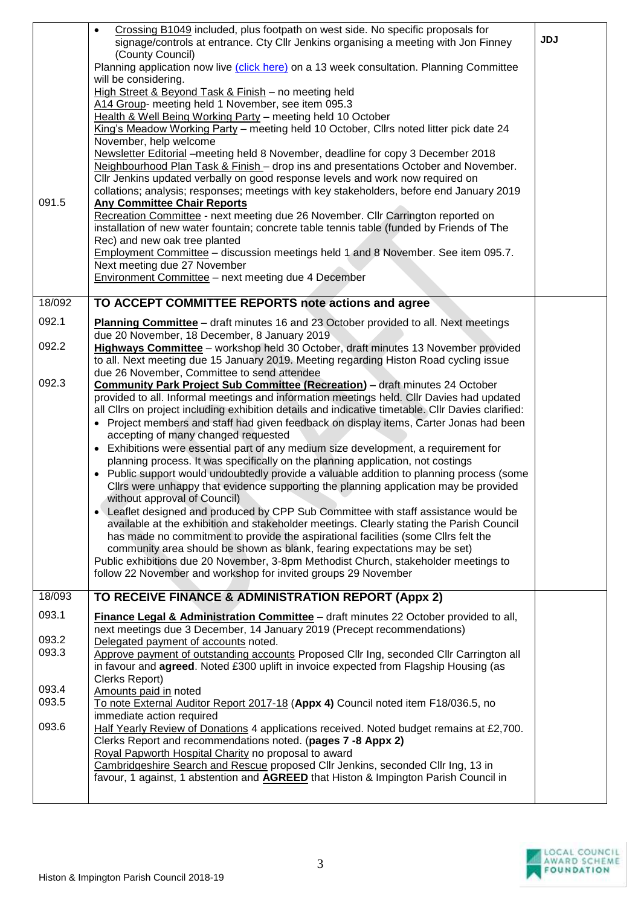| | | |
|---|---|---|
| 091.5 | • Crossing B1049 included, plus footpath on west side. No specific proposals for signage/controls at entrance. Cty Cllr Jenkins organising a meeting with Jon Finney (County Council)<br>Planning application now live (click here) on a 13 week consultation. Planning Committee will be considering.<br>High Street & Beyond Task & Finish – no meeting held<br>A14 Group- meeting held 1 November, see item 095.3<br>Health & Well Being Working Party – meeting held 10 October<br>King's Meadow Working Party – meeting held 10 October, Cllrs noted litter pick date 24 November, help welcome<br>Newsletter Editorial –meeting held 8 November, deadline for copy 3 December 2018<br>Neighbourhood Plan Task & Finish – drop ins and presentations October and November. Cllr Jenkins updated verbally on good response levels and work now required on collations; analysis; responses; meetings with key stakeholders, before end January 2019<br>**Any Committee Chair Reports**<br>Recreation Committee - next meeting due 26 November. Cllr Carrington reported on installation of new water fountain; concrete table tennis table (funded by Friends of The Rec) and new oak tree planted<br>Employment Committee – discussion meetings held 1 and 8 November. See item 095.7. Next meeting due 27 November<br>Environment Committee – next meeting due 4 December | **JDJ** |
| 18/092 | **TO ACCEPT COMMITTEE REPORTS note actions and agree** | |
| 092.1<br>092.2<br>092.3 | **Planning Committee** – draft minutes 16 and 23 October provided to all. Next meetings due 20 November, 18 December, 8 January 2019<br>**Highways Committee** – workshop held 30 October, draft minutes 13 November provided to all. Next meeting due 15 January 2019. Meeting regarding Histon Road cycling issue due 26 November, Committee to send attendee<br>**Community Park Project Sub Committee (Recreation) –** draft minutes 24 October provided to all. Informal meetings and information meetings held. Cllr Davies had updated all Cllrs on project including exhibition details and indicative timetable. Cllr Davies clarified:<br>• Project members and staff had given feedback on display items, Carter Jonas had been accepting of many changed requested<br>• Exhibitions were essential part of any medium size development, a requirement for planning process. It was specifically on the planning application, not costings<br>• Public support would undoubtedly provide a valuable addition to planning process (some Cllrs were unhappy that evidence supporting the planning application may be provided without approval of Council)<br>• Leaflet designed and produced by CPP Sub Committee with staff assistance would be available at the exhibition and stakeholder meetings. Clearly stating the Parish Council has made no commitment to provide the aspirational facilities (some Cllrs felt the community area should be shown as blank, fearing expectations may be set)<br>Public exhibitions due 20 November, 3-8pm Methodist Church, stakeholder meetings to follow 22 November and workshop for invited groups 29 November | |
| 18/093 | **TO RECEIVE FINANCE & ADMINISTRATION REPORT (Appx 2)** | |
| 093.1<br>093.2<br>093.3<br>093.4<br>093.5<br>093.6 | **Finance Legal & Administration Committee** – draft minutes 22 October provided to all, next meetings due 3 December, 14 January 2019 (Precept recommendations)<br>Delegated payment of accounts noted.<br>Approve payment of outstanding accounts Proposed Cllr Ing, seconded Cllr Carrington all in favour and **agreed**. Noted £300 uplift in invoice expected from Flagship Housing (as Clerks Report)<br>Amounts paid in noted<br>To note External Auditor Report 2017-18 (**Appx 4)** Council noted item F18/036.5, no immediate action required<br>Half Yearly Review of Donations 4 applications received. Noted budget remains at £2,700. Clerks Report and recommendations noted. (**pages 7 -8 Appx 2)**<br>Royal Papworth Hospital Charity no proposal to award<br>Cambridgeshire Search and Rescue proposed Cllr Jenkins, seconded Cllr Ing, 13 in favour, 1 against, 1 abstention and **AGREED** that Histon & Impington Parish Council in | |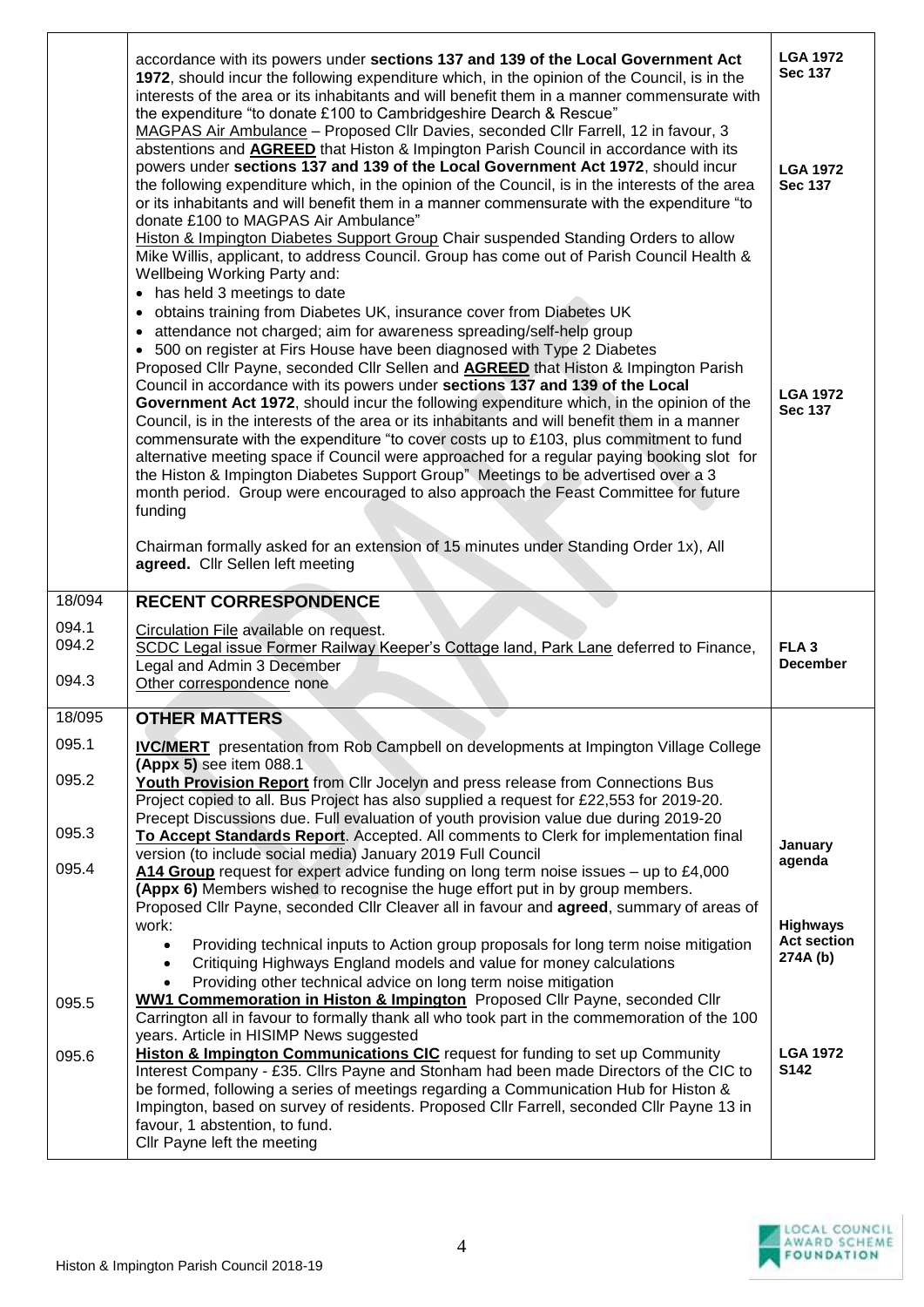| | | |
|---|---|---|
| | accordance with its powers under **sections 137 and 139 of the Local Government Act 1972**, should incur the following expenditure which, in the opinion of the Council, is in the interests of the area or its inhabitants and will benefit them in a manner commensurate with the expenditure "to donate £100 to Cambridgeshire Dearch & Rescue"<br>MAGPAS Air Ambulance – Proposed Cllr Davies, seconded Cllr Farrell, 12 in favour, 3 abstentions and **AGREED** that Histon & Impington Parish Council in accordance with its powers under **sections 137 and 139 of the Local Government Act 1972**, should incur the following expenditure which, in the opinion of the Council, is in the interests of the area or its inhabitants and will benefit them in a manner commensurate with the expenditure "to donate £100 to MAGPAS Air Ambulance"<br>Histon & Impington Diabetes Support Group Chair suspended Standing Orders to allow Mike Willis, applicant, to address Council. Group has come out of Parish Council Health & Wellbeing Working Party and:<br>• has held 3 meetings to date<br>• obtains training from Diabetes UK, insurance cover from Diabetes UK<br>• attendance not charged; aim for awareness spreading/self-help group<br>• 500 on register at Firs House have been diagnosed with Type 2 Diabetes<br>Proposed Cllr Payne, seconded Cllr Sellen and **AGREED** that Histon & Impington Parish Council in accordance with its powers under **sections 137 and 139 of the Local Government Act 1972**, should incur the following expenditure which, in the opinion of the Council, is in the interests of the area or its inhabitants and will benefit them in a manner commensurate with the expenditure "to cover costs up to £103, plus commitment to fund alternative meeting space if Council were approached for a regular paying booking slot for the Histon & Impington Diabetes Support Group" Meetings to be advertised over a 3 month period. Group were encouraged to also approach the Feast Committee for future funding<br><br>Chairman formally asked for an extension of 15 minutes under Standing Order 1x), All **agreed.** Cllr Sellen left meeting | **LGA 1972 Sec 137**<br><br>**LGA 1972 Sec 137**<br><br>**LGA 1972 Sec 137** |
| 18/094 | **RECENT CORRESPONDENCE** | |
| 094.1<br>094.2<br><br>094.3 | Circulation File available on request.<br>SCDC Legal issue Former Railway Keeper's Cottage land, Park Lane deferred to Finance, Legal and Admin 3 December<br>Other correspondence none | **FLA 3 December** |
| 18/095 | **OTHER MATTERS** | |
| 095.1<br><br>095.2<br><br><br>095.3<br><br>095.4<br><br><br><br><br><br><br>095.5<br><br><br>095.6 | **IVC/MERT** presentation from Rob Campbell on developments at Impington Village College **(Appx 5)** see item 088.1<br>**Youth Provision Report** from Cllr Jocelyn and press release from Connections Bus Project copied to all. Bus Project has also supplied a request for £22,553 for 2019-20. Precept Discussions due. Full evaluation of youth provision value due during 2019-20<br>**To Accept Standards Report**. Accepted. All comments to Clerk for implementation final version (to include social media) January 2019 Full Council<br>**A14 Group** request for expert advice funding on long term noise issues – up to £4,000 **(Appx 6)** Members wished to recognise the huge effort put in by group members. Proposed Cllr Payne, seconded Cllr Cleaver all in favour and **agreed**, summary of areas of work:<br>• Providing technical inputs to Action group proposals for long term noise mitigation<br>• Critiquing Highways England models and value for money calculations<br>• Providing other technical advice on long term noise mitigation<br>**WW1 Commemoration in Histon & Impington** Proposed Cllr Payne, seconded Cllr Carrington all in favour to formally thank all who took part in the commemoration of the 100 years. Article in HISIMP News suggested<br>**Histon & Impington Communications CIC** request for funding to set up Community Interest Company - £35. Cllrs Payne and Stonham had been made Directors of the CIC to be formed, following a series of meetings regarding a Communication Hub for Histon & Impington, based on survey of residents. Proposed Cllr Farrell, seconded Cllr Payne 13 in favour, 1 abstention, to fund.<br>Cllr Payne left the meeting | **January agenda**<br><br>**Highways Act section 274A (b)**<br><br><br>**LGA 1972 S142** |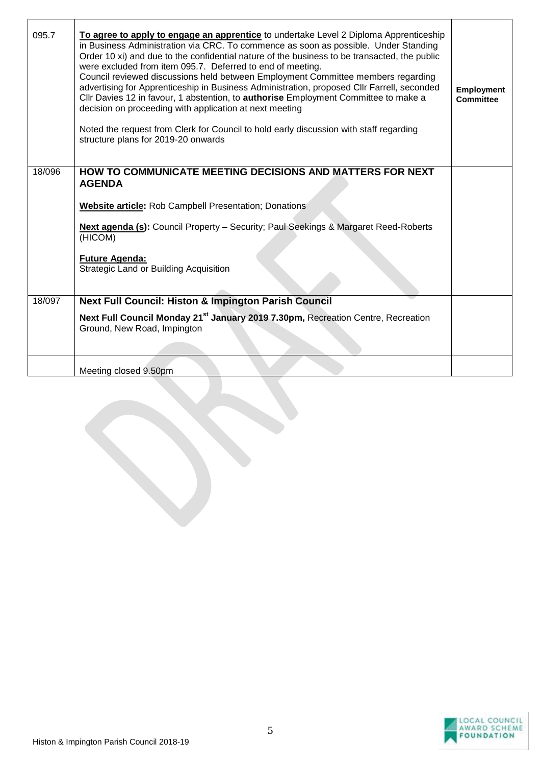| | | |
|---|---|---|
| 095.7 | **To agree to apply to engage an apprentice** to undertake Level 2 Diploma Apprenticeship in Business Administration via CRC. To commence as soon as possible. Under Standing Order 10 xi) and due to the confidential nature of the business to be transacted, the public were excluded from item 095.7. Deferred to end of meeting.<br>Council reviewed discussions held between Employment Committee members regarding advertising for Apprenticeship in Business Administration, proposed Cllr Farrell, seconded Cllr Davies 12 in favour, 1 abstention, to **authorise** Employment Committee to make a decision on proceeding with application at next meeting<br><br>Noted the request from Clerk for Council to hold early discussion with staff regarding structure plans for 2019-20 onwards | **Employment Committee** |
| 18/096 | **HOW TO COMMUNICATE MEETING DECISIONS AND MATTERS FOR NEXT AGENDA**<br><br>**Website article:** Rob Campbell Presentation; Donations<br><br>**Next agenda (s):** Council Property – Security; Paul Seekings & Margaret Reed-Roberts (HICOM)<br><br>**Future Agenda:**<br>Strategic Land or Building Acquisition | |
| 18/097 | **Next Full Council: Histon & Impington Parish Council**<br><br>**Next Full Council Monday 21st January 2019 7.30pm,** Recreation Centre, Recreation Ground, New Road, Impington | |
| | Meeting closed 9.50pm | |